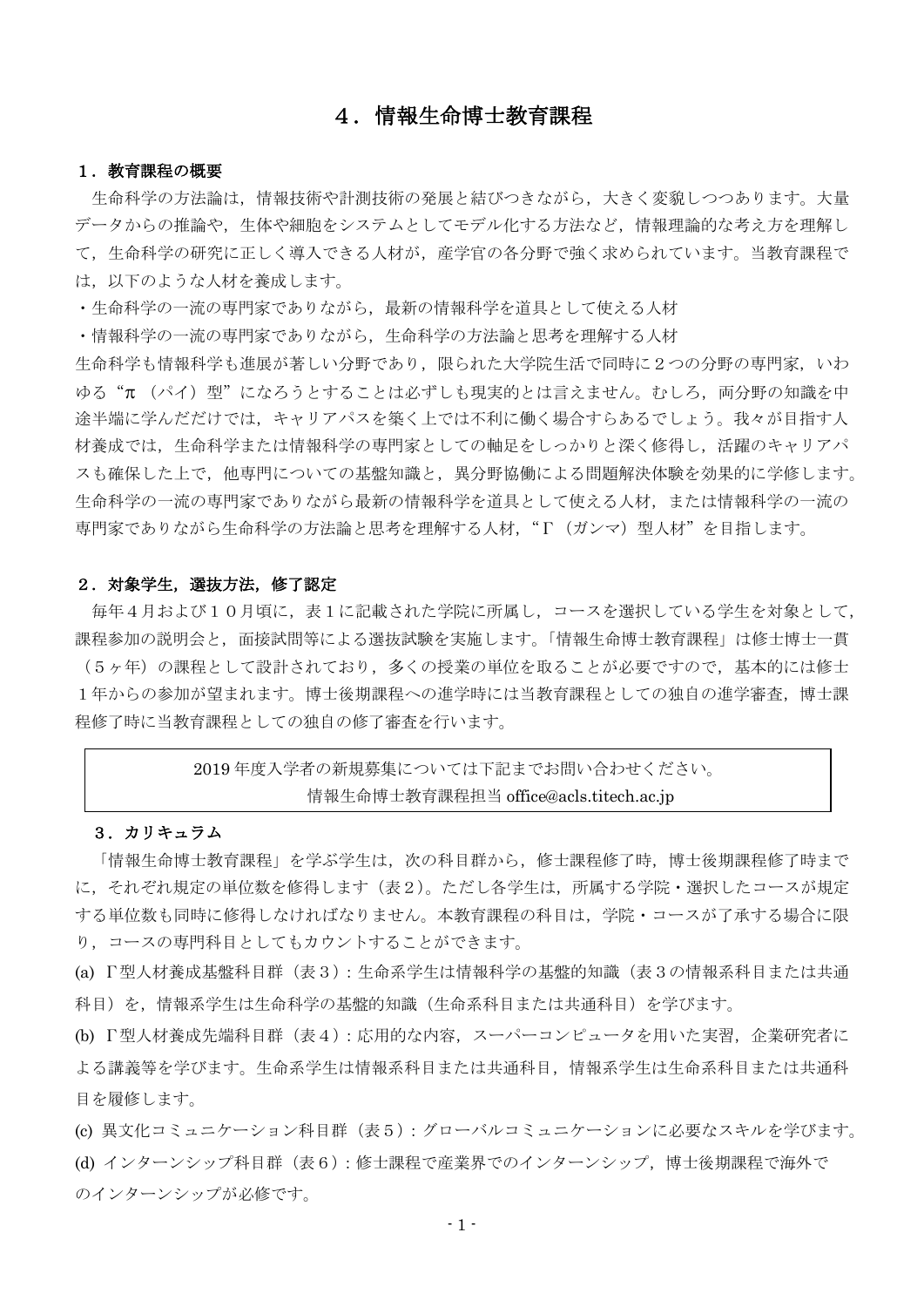# ４．情報生命博士教育課程

## １．教育課程の概要

生命科学の方法論は，情報技術や計測技術の発展と結びつきながら，大きく変貌しつつあります。大量データからの推論や，生体や細胞をシステムとしてモデル化する方法など，情報理論的な考え方を理解して，生命科学の研究に正しく導入できる人材が，産学官の各分野で強く求められています。当教育課程では，以下のような人材を養成します。

・生命科学の一流の専門家でありながら，最新の情報科学を道具として使える人材

・情報科学の一流の専門家でありながら，生命科学の方法論と思考を理解する人材

生命科学も情報科学も進展が著しい分野であり，限られた大学院生活で同時に２つの分野の専門家，いわゆる“π（パイ）型”になろうとすることは必ずしも現実的とは言えません。むしろ，両分野の知識を中途半端に学んだだけでは，キャリアパスを築く上では不利に働く場合すらあるでしょう。我々が目指す人材養成では，生命科学または情報科学の専門家としての軸足をしっかりと深く修得し，活躍のキャリアパスも確保した上で，他専門についての基盤知識と，異分野協働による問題解決体験を効果的に学修します。生命科学の一流の専門家でありながら最新の情報科学を道具として使える人材，または情報科学の一流の専門家でありながら生命科学の方法論と思考を理解する人材，“Γ（ガンマ）型人材”を目指します。

## ２．対象学生，選抜方法，修了認定

毎年４月および１０月頃に，表１に記載された学院に所属し，コースを選択している学生を対象として，課程参加の説明会と，面接試問等による選抜試験を実施します。「情報生命博士教育課程」は修士博士一貫（５ヶ年）の課程として設計されており，多くの授業の単位を取ることが必要ですので，基本的には修士１年からの参加が望まれます。博士後期課程への進学時には当教育課程としての独自の進学審査，博士課程修了時に当教育課程としての独自の修了審査を行います。

> 2019 年度入学者の新規募集については下記までお問い合わせください。
> 情報生命博士教育課程担当 office@acls.titech.ac.jp

## ３．カリキュラム

「情報生命博士教育課程」を学ぶ学生は，次の科目群から，修士課程修了時，博士後期課程修了時までに，それぞれ規定の単位数を修得します（表２）。ただし各学生は，所属する学院・選択したコースが規定する単位数も同時に修得しなければなりません。本教育課程の科目は，学院・コースが了承する場合に限り，コースの専門科目としてもカウントすることができます。

(a) Γ型人材養成基盤科目群（表３）：生命系学生は情報科学の基盤的知識（表３の情報系科目または共通科目）を，情報系学生は生命科学の基盤的知識（生命系科目または共通科目）を学びます。

(b) Γ型人材養成先端科目群（表４）：応用的な内容，スーパーコンピュータを用いた実習，企業研究者による講義等を学びます。生命系学生は情報系科目または共通科目，情報系学生は生命系科目または共通科目を履修します。

(c) 異文化コミュニケーション科目群（表５）：グローバルコミュニケーションに必要なスキルを学びます。

(d) インターンシップ科目群（表６）：修士課程で産業界でのインターンシップ，博士後期課程で海外でのインターンシップが必修です。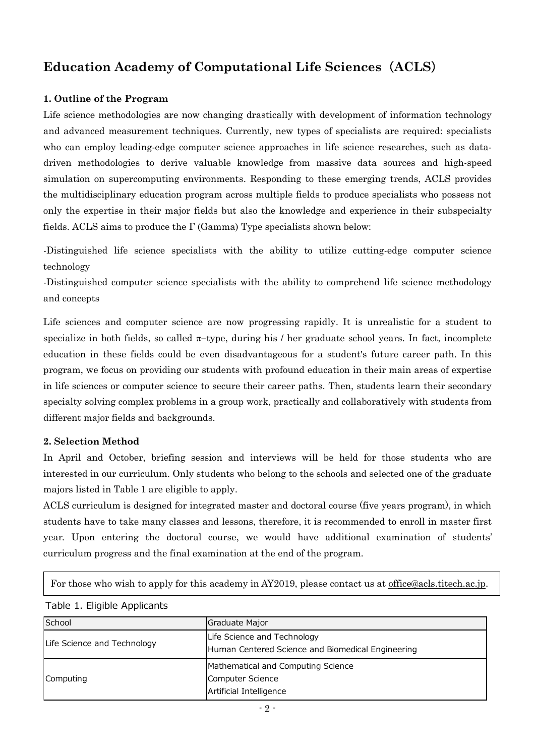# Education Academy of Computational Life Sciences（ACLS）

### 1. Outline of the Program

Life science methodologies are now changing drastically with development of information technology and advanced measurement techniques. Currently, new types of specialists are required: specialists who can employ leading-edge computer science approaches in life science researches, such as data-driven methodologies to derive valuable knowledge from massive data sources and high-speed simulation on supercomputing environments. Responding to these emerging trends, ACLS provides the multidisciplinary education program across multiple fields to produce specialists who possess not only the expertise in their major fields but also the knowledge and experience in their subspecialty fields. ACLS aims to produce the Γ (Gamma) Type specialists shown below:

-Distinguished life science specialists with the ability to utilize cutting-edge computer science technology

-Distinguished computer science specialists with the ability to comprehend life science methodology and concepts

Life sciences and computer science are now progressing rapidly. It is unrealistic for a student to specialize in both fields, so called π–type, during his / her graduate school years. In fact, incomplete education in these fields could be even disadvantageous for a student's future career path. In this program, we focus on providing our students with profound education in their main areas of expertise in life sciences or computer science to secure their career paths. Then, students learn their secondary specialty solving complex problems in a group work, practically and collaboratively with students from different major fields and backgrounds.

### 2. Selection Method

In April and October, briefing session and interviews will be held for those students who are interested in our curriculum. Only students who belong to the schools and selected one of the graduate majors listed in Table 1 are eligible to apply.

ACLS curriculum is designed for integrated master and doctoral course (five years program), in which students have to take many classes and lessons, therefore, it is recommended to enroll in master first year. Upon entering the doctoral course, we would have additional examination of students' curriculum progress and the final examination at the end of the program.

For those who wish to apply for this academy in AY2019, please contact us at office@acls.titech.ac.jp.

Table 1. Eligible Applicants

| School | Graduate Major |
|---|---|
| Life Science and Technology | Life Science and Technology<br>Human Centered Science and Biomedical Engineering |
| Computing | Mathematical and Computing Science<br>Computer Science<br>Artificial Intelligence |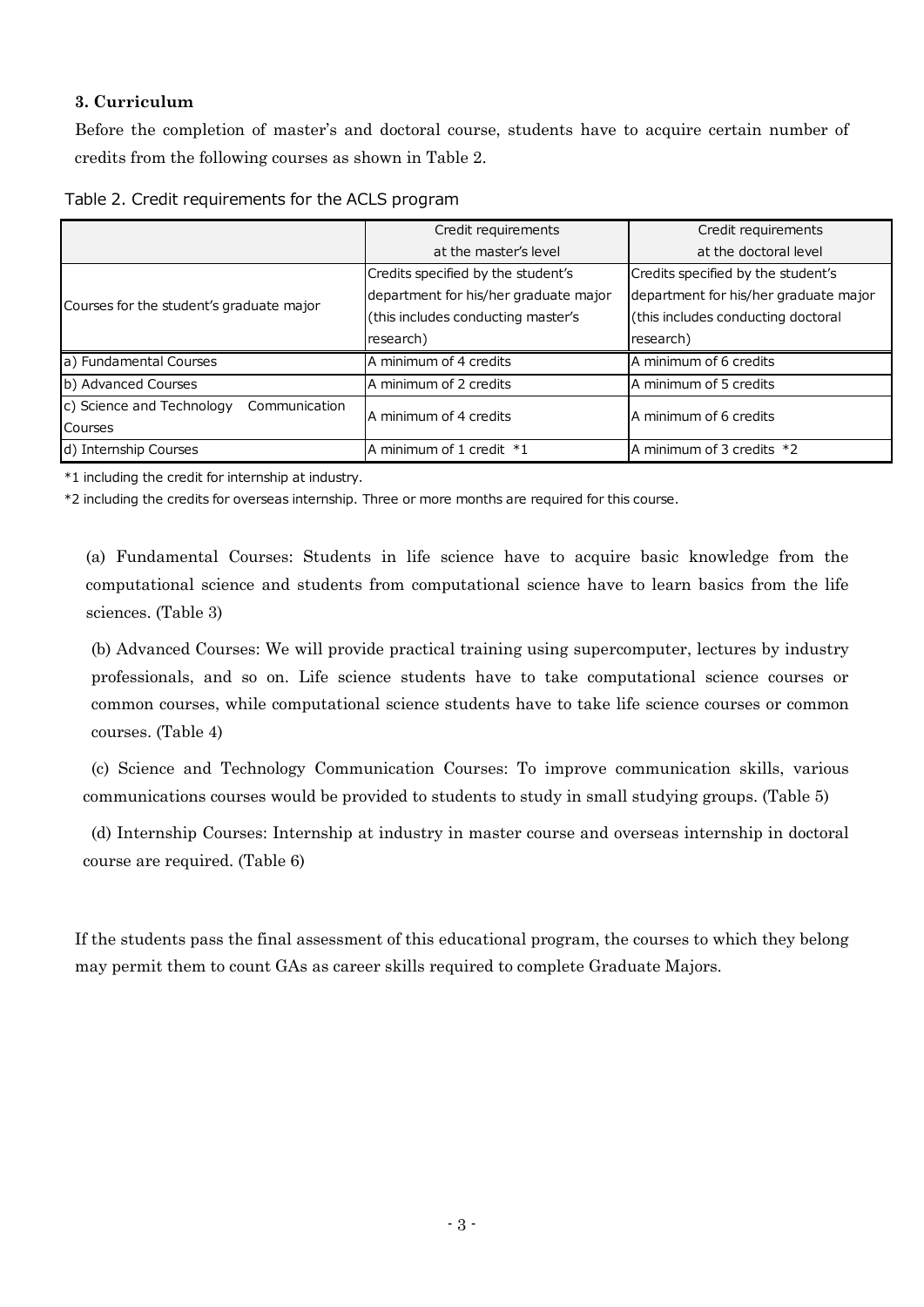### 3. Curriculum

Before the completion of master's and doctoral course, students have to acquire certain number of credits from the following courses as shown in Table 2.

Table 2. Credit requirements for the ACLS program

| | Credit requirements at the master's level | Credit requirements at the doctoral level |
|---|---|---|
| Courses for the student's graduate major | Credits specified by the student's department for his/her graduate major (this includes conducting master's research) | Credits specified by the student's department for his/her graduate major (this includes conducting doctoral research) |
| a) Fundamental Courses | A minimum of 4 credits | A minimum of 6 credits |
| b) Advanced Courses | A minimum of 2 credits | A minimum of 5 credits |
| c) Science and Technology Communication Courses | A minimum of 4 credits | A minimum of 6 credits |
| d) Internship Courses | A minimum of 1 credit *1 | A minimum of 3 credits *2 |

*1 including the credit for internship at industry.

*2 including the credits for overseas internship. Three or more months are required for this course.

(a) Fundamental Courses: Students in life science have to acquire basic knowledge from the computational science and students from computational science have to learn basics from the life sciences. (Table 3)

(b) Advanced Courses: We will provide practical training using supercomputer, lectures by industry professionals, and so on. Life science students have to take computational science courses or common courses, while computational science students have to take life science courses or common courses. (Table 4)

(c) Science and Technology Communication Courses: To improve communication skills, various communications courses would be provided to students to study in small studying groups. (Table 5)

(d) Internship Courses: Internship at industry in master course and overseas internship in doctoral course are required. (Table 6)

If the students pass the final assessment of this educational program, the courses to which they belong may permit them to count GAs as career skills required to complete Graduate Majors.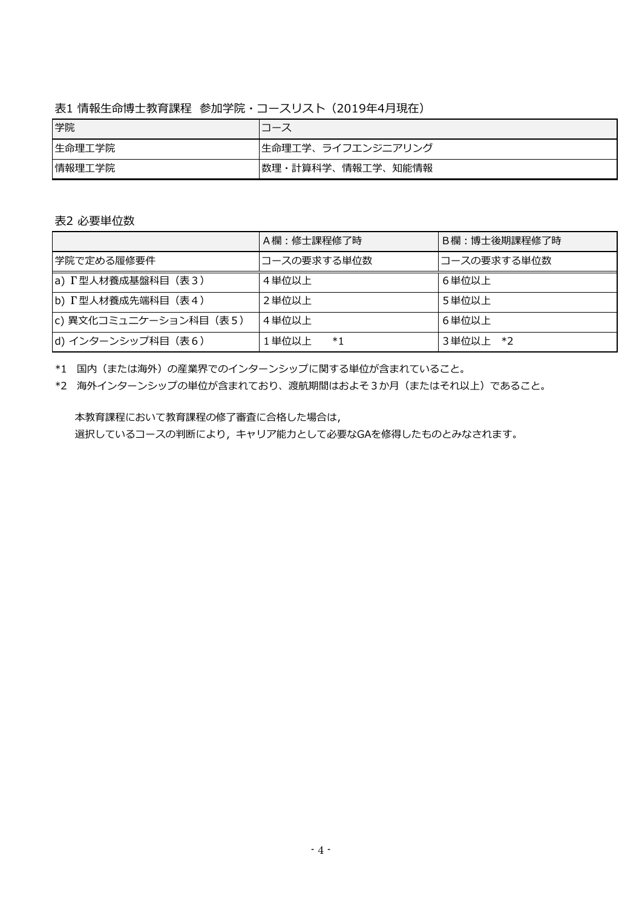表1 情報生命博士教育課程　参加学院・コースリスト（2019年4月現在）

| 学院 | コース |
| --- | --- |
| 生命理工学院 | 生命理工学、ライフエンジニアリング |
| 情報理工学院 | 数理・計算科学、情報工学、知能情報 |

表2 必要単位数

| | A欄：修士課程修了時 | B欄：博士後期課程修了時 |
| --- | --- | --- |
| 学院で定める履修要件 | コースの要求する単位数 | コースの要求する単位数 |
| a) Γ型人材養成基盤科目（表3） | 4単位以上 | 6単位以上 |
| b) Γ型人材養成先端科目（表4） | 2単位以上 | 5単位以上 |
| c) 異文化コミュニケーション科目（表5） | 4単位以上 | 6単位以上 |
| d) インターンシップ科目（表6） | 1単位以上　*1 | 3単位以上　*2 |

*1　国内（または海外）の産業界でのインターンシップに関する単位が含まれていること。

*2　海外インターンシップの単位が含まれており、渡航期間はおよそ3か月（またはそれ以上）であること。

本教育課程において教育課程の修了審査に合格した場合は,
選択しているコースの判断により，キャリア能力として必要なGAを修得したものとみなされます。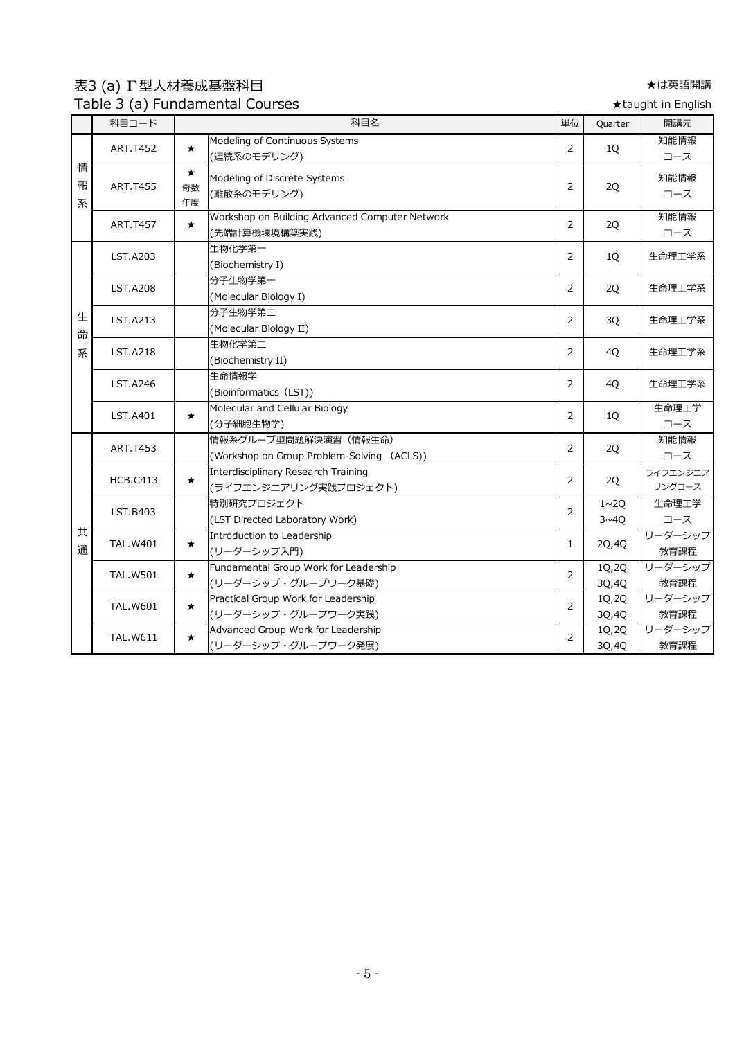## 表3 (a) Γ型人材養成基盤科目

★は英語開講

## Table 3 (a) Fundamental Courses

★taught in English

| | 科目コード | | 科目名 | 単位 | Quarter | 開講元 |
|---|---|---|---|---|---|---|
| 情報系 | ART.T452 | ★ | Modeling of Continuous Systems (連続系のモデリング) | 2 | 1Q | 知能情報コース |
| | ART.T455 | ★ 奇数年度 | Modeling of Discrete Systems (離散系のモデリング) | 2 | 2Q | 知能情報コース |
| | ART.T457 | ★ | Workshop on Building Advanced Computer Network (先端計算機環境構築実践) | 2 | 2Q | 知能情報コース |
| 生命系 | LST.A203 | | 生物化学第一 (Biochemistry I) | 2 | 1Q | 生命理工学系 |
| | LST.A208 | | 分子生物学第一 (Molecular Biology I) | 2 | 2Q | 生命理工学系 |
| | LST.A213 | | 分子生物学第二 (Molecular Biology II) | 2 | 3Q | 生命理工学系 |
| | LST.A218 | | 生物化学第二 (Biochemistry II) | 2 | 4Q | 生命理工学系 |
| | LST.A246 | | 生命情報学 (Bioinformatics (LST)) | 2 | 4Q | 生命理工学系 |
| | LST.A401 | ★ | Molecular and Cellular Biology (分子細胞生物学) | 2 | 1Q | 生命理工学コース |
| 共通 | ART.T453 | | 情報系グループ型問題解決演習（情報生命） (Workshop on Group Problem-Solving (ACLS)) | 2 | 2Q | 知能情報コース |
| | HCB.C413 | ★ | Interdisciplinary Research Training (ライフエンジニアリング実践プロジェクト) | 2 | 2Q | ライフエンジニアリングコース |
| | LST.B403 | | 特別研究プロジェクト (LST Directed Laboratory Work) | 2 | 1~2Q 3~4Q | 生命理工学コース |
| | TAL.W401 | ★ | Introduction to Leadership (リーダーシップ入門) | 1 | 2Q,4Q | リーダーシップ教育課程 |
| | TAL.W501 | ★ | Fundamental Group Work for Leadership (リーダーシップ・グループワーク基礎) | 2 | 1Q,2Q 3Q,4Q | リーダーシップ教育課程 |
| | TAL.W601 | ★ | Practical Group Work for Leadership (リーダーシップ・グループワーク実践) | 2 | 1Q,2Q 3Q,4Q | リーダーシップ教育課程 |
| | TAL.W611 | ★ | Advanced Group Work for Leadership (リーダーシップ・グループワーク発展) | 2 | 1Q,2Q 3Q,4Q | リーダーシップ教育課程 |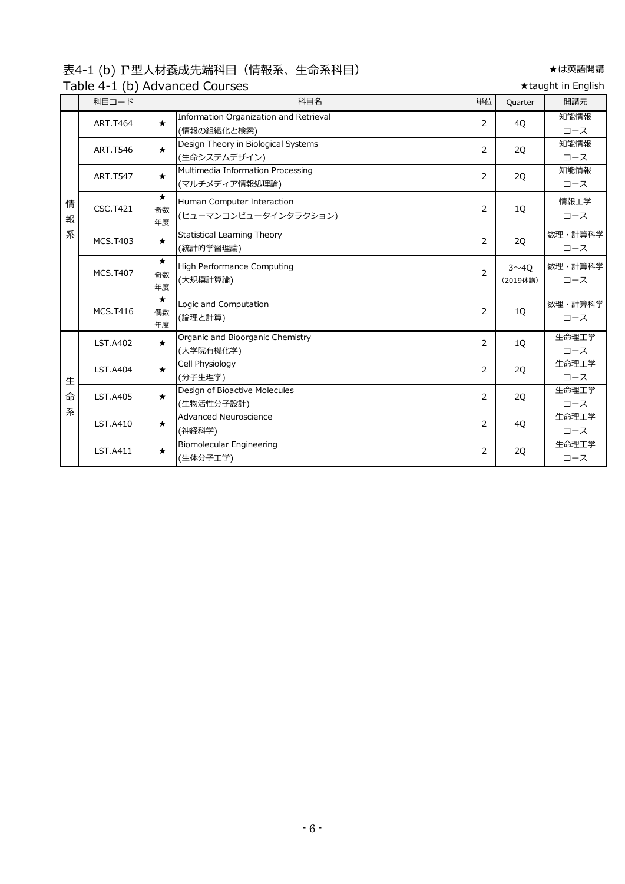## 表4-1 (b) Γ型人材養成先端科目（情報系、生命系科目）

## Table 4-1 (b) Advanced Courses

★は英語開講
★taught in English

| | 科目コード | | 科目名 | 単位 | Quarter | 開講元 |
|---|---|---|---|---|---|---|
| 情報系 | ART.T464 | ★ | Information Organization and Retrieval (情報の組織化と検索) | 2 | 4Q | 知能情報コース |
| | ART.T546 | ★ | Design Theory in Biological Systems (生命システムデザイン) | 2 | 2Q | 知能情報コース |
| | ART.T547 | ★ | Multimedia Information Processing (マルチメディア情報処理論) | 2 | 2Q | 知能情報コース |
| | CSC.T421 | ★ 奇数年度 | Human Computer Interaction (ヒューマンコンピュータインタラクション) | 2 | 1Q | 情報工学コース |
| | MCS.T403 | ★ | Statistical Learning Theory (統計的学習理論) | 2 | 2Q | 数理・計算科学コース |
| | MCS.T407 | ★ 奇数年度 | High Performance Computing (大規模計算論) | 2 | 3～4Q (2019休講) | 数理・計算科学コース |
| | MCS.T416 | ★ 偶数年度 | Logic and Computation (論理と計算) | 2 | 1Q | 数理・計算科学コース |
| 生命系 | LST.A402 | ★ | Organic and Bioorganic Chemistry (大学院有機化学) | 2 | 1Q | 生命理工学コース |
| | LST.A404 | ★ | Cell Physiology (分子生理学) | 2 | 2Q | 生命理工学コース |
| | LST.A405 | ★ | Design of Bioactive Molecules (生物活性分子設計) | 2 | 2Q | 生命理工学コース |
| | LST.A410 | ★ | Advanced Neuroscience (神経科学) | 2 | 4Q | 生命理工学コース |
| | LST.A411 | ★ | Biomolecular Engineering (生体分子工学) | 2 | 2Q | 生命理工学コース |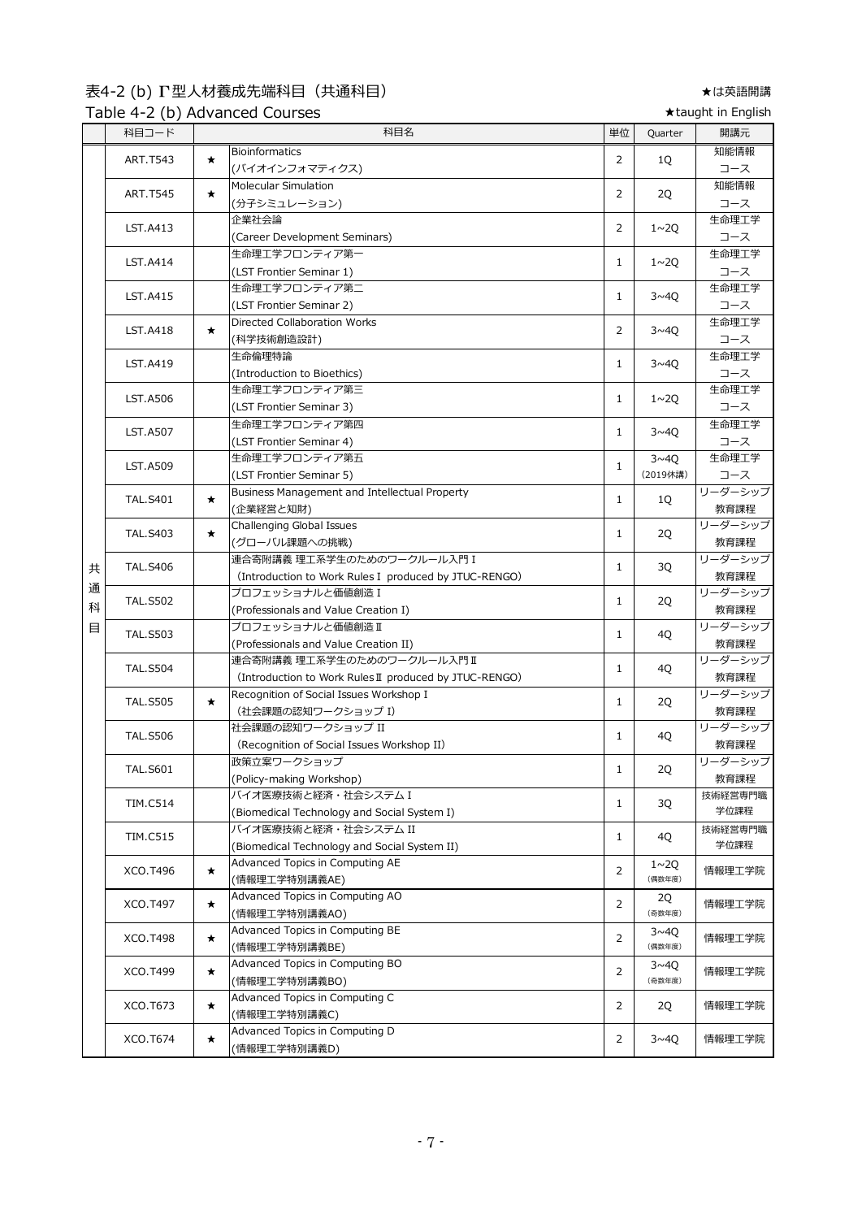## 表4-2 (b) Γ型人材養成先端科目（共通科目）

★は英語開講

## Table 4-2 (b) Advanced Courses

★taught in English

| | 科目コード | | 科目名 | 単位 | Quarter | 開講元 |
|---|---|---|---|---|---|---|
| 共通科目 | ART.T543 | ★ | Bioinformatics<br>(バイオインフォマティクス) | 2 | 1Q | 知能情報コース |
| | ART.T545 | ★ | Molecular Simulation<br>(分子シミュレーション) | 2 | 2Q | 知能情報コース |
| | LST.A413 | | 企業社会論<br>(Career Development Seminars) | 2 | 1~2Q | 生命理工学コース |
| | LST.A414 | | 生命理工学フロンティア第一<br>(LST Frontier Seminar 1) | 1 | 1~2Q | 生命理工学コース |
| | LST.A415 | | 生命理工学フロンティア第二<br>(LST Frontier Seminar 2) | 1 | 3~4Q | 生命理工学コース |
| | LST.A418 | ★ | Directed Collaboration Works<br>(科学技術創造設計) | 2 | 3~4Q | 生命理工学コース |
| | LST.A419 | | 生命倫理特論<br>(Introduction to Bioethics) | 1 | 3~4Q | 生命理工学コース |
| | LST.A506 | | 生命理工学フロンティア第三<br>(LST Frontier Seminar 3) | 1 | 1~2Q | 生命理工学コース |
| | LST.A507 | | 生命理工学フロンティア第四<br>(LST Frontier Seminar 4) | 1 | 3~4Q | 生命理工学コース |
| | LST.A509 | | 生命理工学フロンティア第五<br>(LST Frontier Seminar 5) | 1 | 3~4Q<br>(2019休講) | 生命理工学コース |
| | TAL.S401 | ★ | Business Management and Intellectual Property<br>(企業経営と知財) | 1 | 1Q | リーダーシップ教育課程 |
| | TAL.S403 | ★ | Challenging Global Issues<br>(グローバル課題への挑戦) | 1 | 2Q | リーダーシップ教育課程 |
| | TAL.S406 | | 連合寄附講義 理工系学生のためのワークルール入門 I<br>（Introduction to Work Rules I produced by JTUC-RENGO） | 1 | 3Q | リーダーシップ教育課程 |
| | TAL.S502 | | プロフェッショナルと価値創造 I<br>(Professionals and Value Creation I) | 1 | 2Q | リーダーシップ教育課程 |
| | TAL.S503 | | プロフェッショナルと価値創造 II<br>(Professionals and Value Creation II) | 1 | 4Q | リーダーシップ教育課程 |
| | TAL.S504 | | 連合寄附講義 理工系学生のためのワークルール入門 II<br>（Introduction to Work Rules II produced by JTUC-RENGO） | 1 | 4Q | リーダーシップ教育課程 |
| | TAL.S505 | ★ | Recognition of Social Issues Workshop I<br>（社会課題の認知ワークショップ I） | 1 | 2Q | リーダーシップ教育課程 |
| | TAL.S506 | | 社会課題の認知ワークショップ II<br>（Recognition of Social Issues Workshop II） | 1 | 4Q | リーダーシップ教育課程 |
| | TAL.S601 | | 政策立案ワークショップ<br>(Policy-making Workshop) | 1 | 2Q | リーダーシップ教育課程 |
| | TIM.C514 | | バイオ医療技術と経済・社会システム I<br>(Biomedical Technology and Social System I) | 1 | 3Q | 技術経営専門職学位課程 |
| | TIM.C515 | | バイオ医療技術と経済・社会システム II<br>(Biomedical Technology and Social System II) | 1 | 4Q | 技術経営専門職学位課程 |
| | XCO.T496 | ★ | Advanced Topics in Computing AE<br>(情報理工学特別講義AE) | 2 | 1~2Q<br>(偶数年度) | 情報理工学院 |
| | XCO.T497 | ★ | Advanced Topics in Computing AO<br>(情報理工学特別講義AO) | 2 | 2Q<br>(奇数年度) | 情報理工学院 |
| | XCO.T498 | ★ | Advanced Topics in Computing BE<br>(情報理工学特別講義BE) | 2 | 3~4Q<br>(偶数年度) | 情報理工学院 |
| | XCO.T499 | ★ | Advanced Topics in Computing BO<br>(情報理工学特別講義BO) | 2 | 3~4Q<br>(奇数年度) | 情報理工学院 |
| | XCO.T673 | ★ | Advanced Topics in Computing C<br>(情報理工学特別講義C) | 2 | 2Q | 情報理工学院 |
| | XCO.T674 | ★ | Advanced Topics in Computing D<br>(情報理工学特別講義D) | 2 | 3~4Q | 情報理工学院 |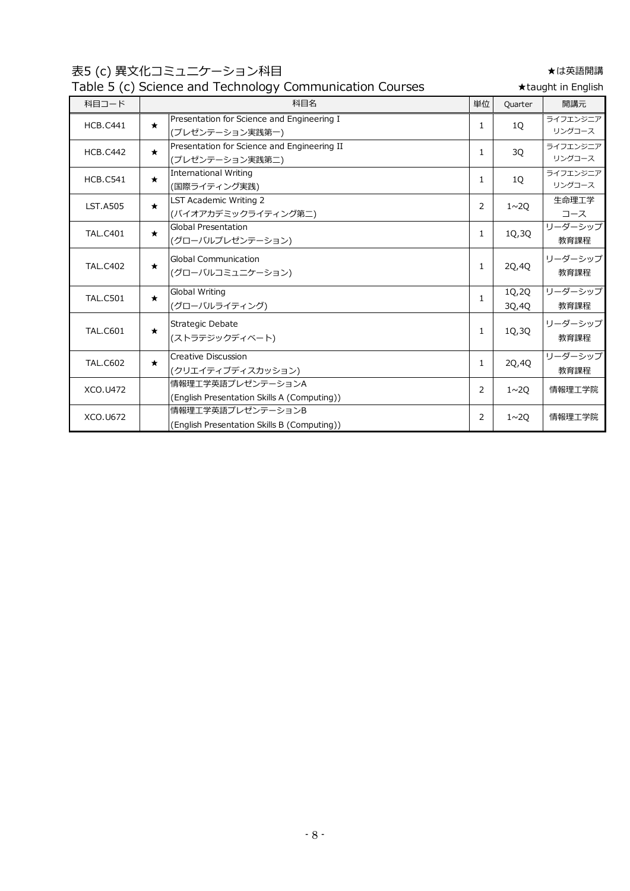## 表5 (c) 異文化コミュニケーション科目

★は英語開講

## Table 5 (c) Science and Technology Communication Courses

★taught in English

| 科目コード | | 科目名 | 単位 | Quarter | 開講元 |
|---|---|---|---|---|---|
| HCB.C441 | ★ | Presentation for Science and Engineering I (プレゼンテーション実践第一) | 1 | 1Q | ライフエンジニアリングコース |
| HCB.C442 | ★ | Presentation for Science and Engineering II (プレゼンテーション実践第二) | 1 | 3Q | ライフエンジニアリングコース |
| HCB.C541 | ★ | International Writing (国際ライティング実践) | 1 | 1Q | ライフエンジニアリングコース |
| LST.A505 | ★ | LST Academic Writing 2 (バイオアカデミックライティング第二) | 2 | 1~2Q | 生命理工学コース |
| TAL.C401 | ★ | Global Presentation (グローバルプレゼンテーション) | 1 | 1Q,3Q | リーダーシップ教育課程 |
| TAL.C402 | ★ | Global Communication (グローバルコミュニケーション) | 1 | 2Q,4Q | リーダーシップ教育課程 |
| TAL.C501 | ★ | Global Writing (グローバルライティング) | 1 | 1Q,2Q 3Q,4Q | リーダーシップ教育課程 |
| TAL.C601 | ★ | Strategic Debate (ストラテジックディベート) | 1 | 1Q,3Q | リーダーシップ教育課程 |
| TAL.C602 | ★ | Creative Discussion (クリエイティブディスカッション) | 1 | 2Q,4Q | リーダーシップ教育課程 |
| XCO.U472 | | 情報理工学英語プレゼンテーションA (English Presentation Skills A (Computing)) | 2 | 1~2Q | 情報理工学院 |
| XCO.U672 | | 情報理工学英語プレゼンテーションB (English Presentation Skills B (Computing)) | 2 | 1~2Q | 情報理工学院 |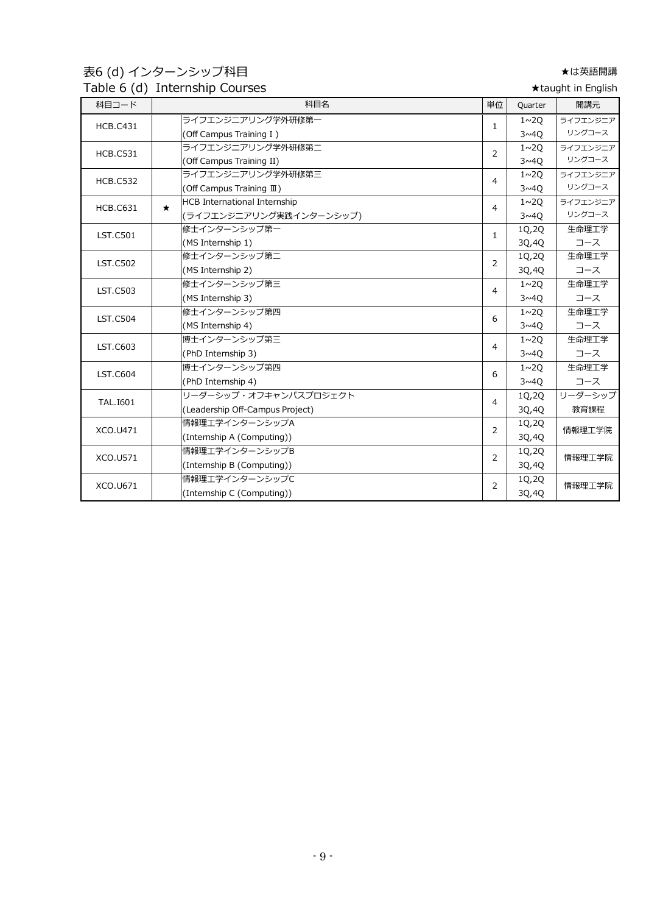## 表6 (d) インターンシップ科目

★は英語開講

## Table 6 (d) Internship Courses

★taught in English

| 科目コード | | 科目名 | 単位 | Quarter | 開講元 |
|---|---|---|---|---|---|
| HCB.C431 | | ライフエンジニアリング学外研修第一<br>(Off Campus Training Ⅰ) | 1 | 1~2Q<br>3~4Q | ライフエンジニアリングコース |
| HCB.C531 | | ライフエンジニアリング学外研修第二<br>(Off Campus Training II) | 2 | 1~2Q<br>3~4Q | ライフエンジニアリングコース |
| HCB.C532 | | ライフエンジニアリング学外研修第三<br>(Off Campus Training Ⅲ) | 4 | 1~2Q<br>3~4Q | ライフエンジニアリングコース |
| HCB.C631 | ★ | HCB International Internship<br>(ライフエンジニアリング実践インターンシップ) | 4 | 1~2Q<br>3~4Q | ライフエンジニアリングコース |
| LST.C501 | | 修士インターンシップ第一<br>(MS Internship 1) | 1 | 1Q,2Q<br>3Q,4Q | 生命理工学コース |
| LST.C502 | | 修士インターンシップ第二<br>(MS Internship 2) | 2 | 1Q,2Q<br>3Q,4Q | 生命理工学コース |
| LST.C503 | | 修士インターンシップ第三<br>(MS Internship 3) | 4 | 1~2Q<br>3~4Q | 生命理工学コース |
| LST.C504 | | 修士インターンシップ第四<br>(MS Internship 4) | 6 | 1~2Q<br>3~4Q | 生命理工学コース |
| LST.C603 | | 博士インターンシップ第三<br>(PhD Internship 3) | 4 | 1~2Q<br>3~4Q | 生命理工学コース |
| LST.C604 | | 博士インターンシップ第四<br>(PhD Internship 4) | 6 | 1~2Q<br>3~4Q | 生命理工学コース |
| TAL.I601 | | リーダーシップ・オフキャンパスプロジェクト<br>(Leadership Off-Campus Project) | 4 | 1Q,2Q<br>3Q,4Q | リーダーシップ教育課程 |
| XCO.U471 | | 情報理工学インターンシップA<br>(Internship A (Computing)) | 2 | 1Q,2Q<br>3Q,4Q | 情報理工学院 |
| XCO.U571 | | 情報理工学インターンシップB<br>(Internship B (Computing)) | 2 | 1Q,2Q<br>3Q,4Q | 情報理工学院 |
| XCO.U671 | | 情報理工学インターンシップC<br>(Internship C (Computing)) | 2 | 1Q,2Q<br>3Q,4Q | 情報理工学院 |